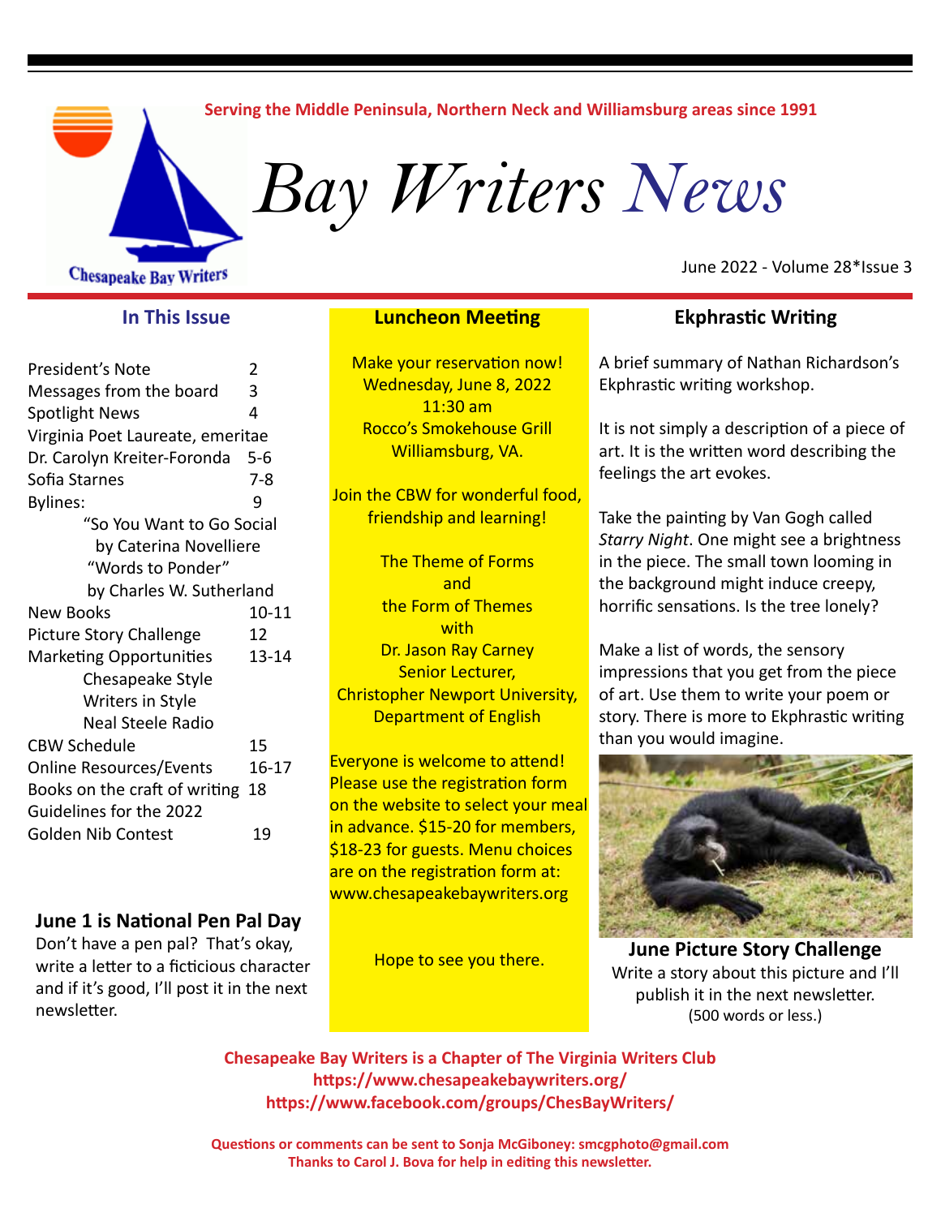Serving the Middle Peninsula, Northern Neck and Williamsburg areas since 1991

Chesapeake Bay Writers

# Bay Writers News

June 2022 - Volume 28*Issue 3

## In This Issue

| | |
|---|---|
| President's Note | 2 |
| Messages from the board | 3 |
| Spotlight News | 4 |
| Virginia Poet Laureate, emeritae | |
| Dr. Carolyn Kreiter-Foronda | 5-6 |
| Sofia Starnes | 7-8 |
| Bylines: | 9 |
| "So You Want to Go Social by Caterina Novelliere | |
| "Words to Ponder" by Charles W. Sutherland | |
| New Books | 10-11 |
| Picture Story Challenge | 12 |
| Marketing Opportunities | 13-14 |
| Chesapeake Style | |
| Writers in Style | |
| Neal Steele Radio | |
| CBW Schedule | 15 |
| Online Resources/Events | 16-17 |
| Books on the craft of writing | 18 |
| Guidelines for the 2022 Golden Nib Contest | 19 |

### June 1 is National Pen Pal Day

Don't have a pen pal? That's okay, write a letter to a ficticious character and if it's good, I'll post it in the next newsletter.

## Luncheon Meeting

Make your reservation now!
Wednesday, June 8, 2022
11:30 am
Rocco's Smokehouse Grill
Williamsburg, VA.

Join the CBW for wonderful food, friendship and learning!

The Theme of Forms
and
the Form of Themes
with
Dr. Jason Ray Carney
Senior Lecturer,
Christopher Newport University,
Department of English

Everyone is welcome to attend! Please use the registration form on the website to select your meal in advance. $15-20 for members, $18-23 for guests. Menu choices are on the registration form at: www.chesapeakebaywriters.org

Hope to see you there.

## Ekphrastic Writing

A brief summary of Nathan Richardson's Ekphrastic writing workshop.

It is not simply a description of a piece of art. It is the written word describing the feelings the art evokes.

Take the painting by Van Gogh called *Starry Night*. One might see a brightness in the piece. The small town looming in the background might induce creepy, horrific sensations. Is the tree lonely?

Make a list of words, the sensory impressions that you get from the piece of art. Use them to write your poem or story. There is more to Ekphrastic writing than you would imagine.

**June Picture Story Challenge**

Write a story about this picture and I'll publish it in the next newsletter.
(500 words or less.)

**Chesapeake Bay Writers is a Chapter of The Virginia Writers Club**
**https://www.chesapeakebaywriters.org/**
**https://www.facebook.com/groups/ChesBayWriters/**

**Questions or comments can be sent to Sonja McGiboney: smcgphoto@gmail.com**
**Thanks to Carol J. Bova for help in editing this newsletter.**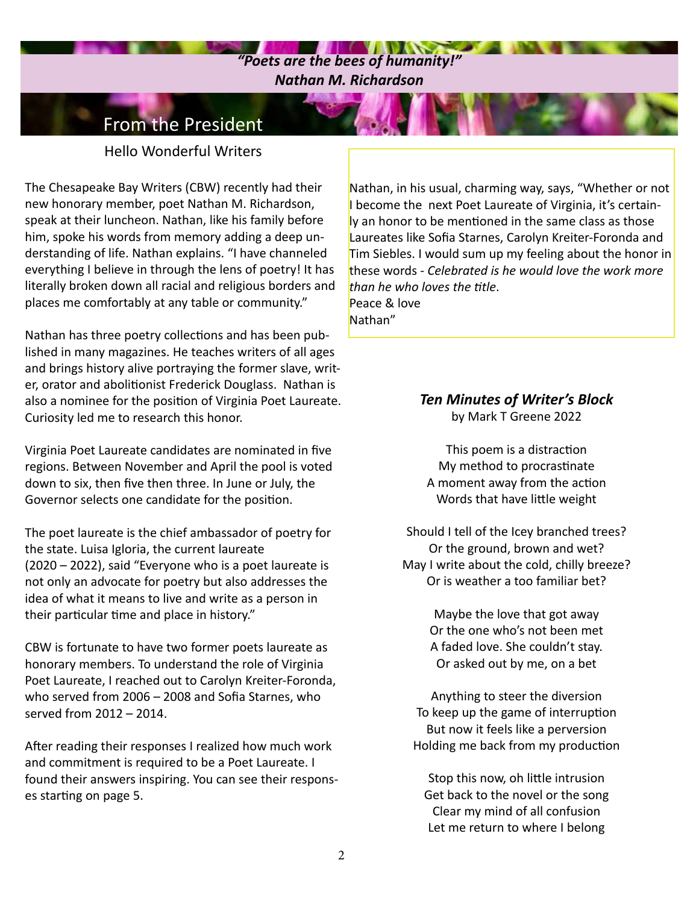*"Poets are the bees of humanity!"*
***Nathan M. Richardson***

## From the President

Hello Wonderful Writers

The Chesapeake Bay Writers (CBW) recently had their new honorary member, poet Nathan M. Richardson, speak at their luncheon. Nathan, like his family before him, spoke his words from memory adding a deep understanding of life. Nathan explains. "I have channeled everything I believe in through the lens of poetry! It has literally broken down all racial and religious borders and places me comfortably at any table or community."

Nathan has three poetry collections and has been published in many magazines. He teaches writers of all ages and brings history alive portraying the former slave, writer, orator and abolitionist Frederick Douglass. Nathan is also a nominee for the position of Virginia Poet Laureate. Curiosity led me to research this honor.

Virginia Poet Laureate candidates are nominated in five regions. Between November and April the pool is voted down to six, then five then three. In June or July, the Governor selects one candidate for the position.

The poet laureate is the chief ambassador of poetry for the state. Luisa Igloria, the current laureate (2020 – 2022), said "Everyone who is a poet laureate is not only an advocate for poetry but also addresses the idea of what it means to live and write as a person in their particular time and place in history."

CBW is fortunate to have two former poets laureate as honorary members. To understand the role of Virginia Poet Laureate, I reached out to Carolyn Kreiter-Foronda, who served from 2006 – 2008 and Sofia Starnes, who served from 2012 – 2014.

After reading their responses I realized how much work and commitment is required to be a Poet Laureate. I found their answers inspiring. You can see their responses starting on page 5.

Nathan, in his usual, charming way, says, "Whether or not I become the next Poet Laureate of Virginia, it's certainly an honor to be mentioned in the same class as those Laureates like Sofia Starnes, Carolyn Kreiter-Foronda and Tim Siebles. I would sum up my feeling about the honor in these words - *Celebrated is he would love the work more than he who loves the title*.
Peace & love
Nathan"

### *Ten Minutes of Writer's Block*

by Mark T Greene 2022

This poem is a distraction
My method to procrastinate
A moment away from the action
Words that have little weight

Should I tell of the Icey branched trees?
Or the ground, brown and wet?
May I write about the cold, chilly breeze?
Or is weather a too familiar bet?

Maybe the love that got away
Or the one who's not been met
A faded love. She couldn't stay.
Or asked out by me, on a bet

Anything to steer the diversion
To keep up the game of interruption
But now it feels like a perversion
Holding me back from my production

Stop this now, oh little intrusion
Get back to the novel or the song
Clear my mind of all confusion
Let me return to where I belong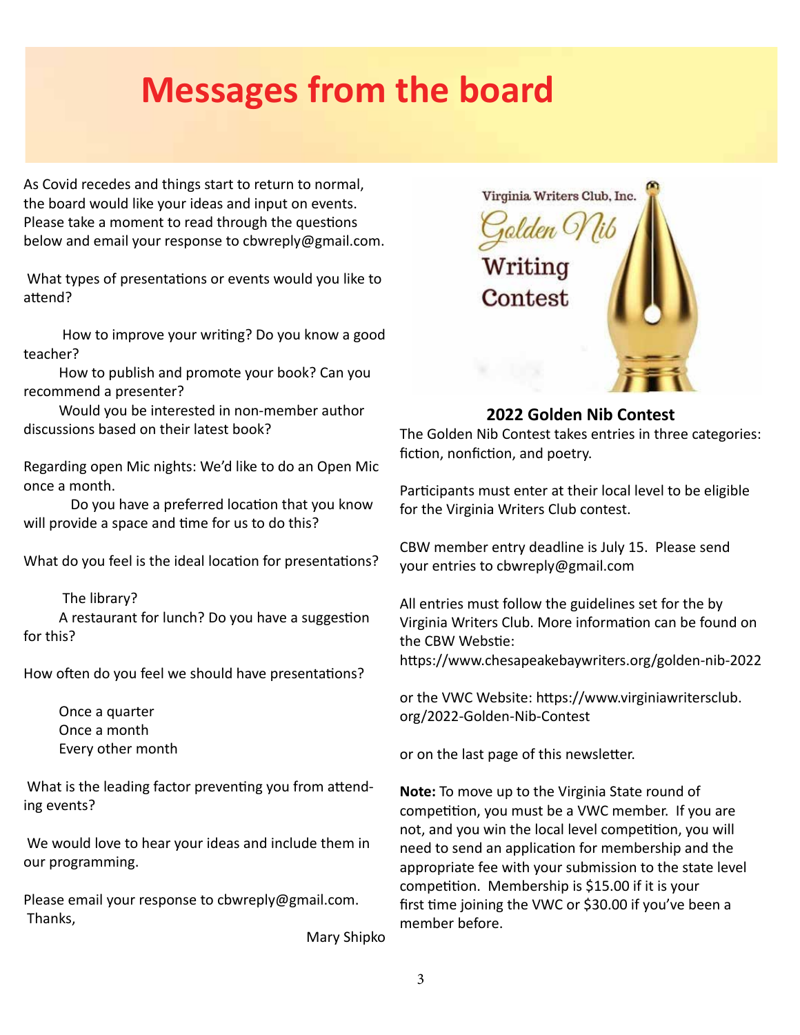# Messages from the board

As Covid recedes and things start to return to normal, the board would like your ideas and input on events. Please take a moment to read through the questions below and email your response to cbwreply@gmail.com.

What types of presentations or events would you like to attend?

How to improve your writing? Do you know a good teacher?

How to publish and promote your book? Can you recommend a presenter?

Would you be interested in non-member author discussions based on their latest book?

Regarding open Mic nights: We'd like to do an Open Mic once a month.

Do you have a preferred location that you know will provide a space and time for us to do this?

What do you feel is the ideal location for presentations?

The library?

A restaurant for lunch? Do you have a suggestion for this?

How often do you feel we should have presentations?

Once a quarter
Once a month
Every other month

What is the leading factor preventing you from attending events?

We would love to hear your ideas and include them in our programming.

Please email your response to cbwreply@gmail.com.
Thanks,

Mary Shipko

Virginia Writers Club, Inc. Golden Nib Writing Contest

**2022 Golden Nib Contest**

The Golden Nib Contest takes entries in three categories: fiction, nonfiction, and poetry.

Participants must enter at their local level to be eligible for the Virginia Writers Club contest.

CBW member entry deadline is July 15. Please send your entries to cbwreply@gmail.com

All entries must follow the guidelines set for the by Virginia Writers Club. More information can be found on the CBW Webstie: https://www.chesapeakebaywriters.org/golden-nib-2022

or the VWC Website: https://www.virginiawritersclub.org/2022-Golden-Nib-Contest

or on the last page of this newsletter.

**Note:** To move up to the Virginia State round of competition, you must be a VWC member. If you are not, and you win the local level competition, you will need to send an application for membership and the appropriate fee with your submission to the state level competition. Membership is $15.00 if it is your first time joining the VWC or $30.00 if you've been a member before.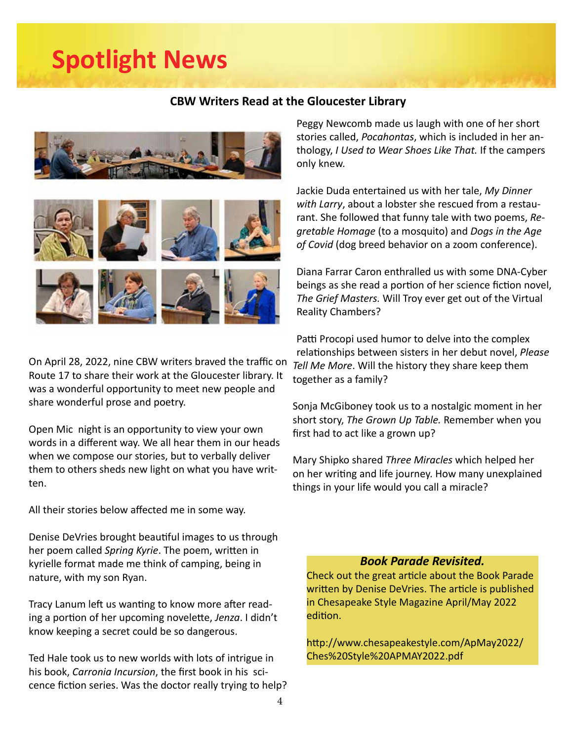# Spotlight News

### CBW Writers Read at the Gloucester Library

On April 28, 2022, nine CBW writers braved the traffic on Route 17 to share their work at the Gloucester library. It was a wonderful opportunity to meet new people and share wonderful prose and poetry.

Open Mic night is an opportunity to view your own words in a different way. We all hear them in our heads when we compose our stories, but to verbally deliver them to others sheds new light on what you have written.

All their stories below affected me in some way.

Denise DeVries brought beautiful images to us through her poem called *Spring Kyrie*. The poem, written in kyrielle format made me think of camping, being in nature, with my son Ryan.

Tracy Lanum left us wanting to know more after reading a portion of her upcoming novelette, *Jenza*. I didn't know keeping a secret could be so dangerous.

Ted Hale took us to new worlds with lots of intrigue in his book, *Carronia Incursion*, the first book in his science fiction series. Was the doctor really trying to help?

Peggy Newcomb made us laugh with one of her short stories called, *Pocahontas*, which is included in her anthology, *I Used to Wear Shoes Like That.* If the campers only knew.

Jackie Duda entertained us with her tale, *My Dinner with Larry*, about a lobster she rescued from a restaurant. She followed that funny tale with two poems, *Regretable Homage* (to a mosquito) and *Dogs in the Age of Covid* (dog breed behavior on a zoom conference).

Diana Farrar Caron enthralled us with some DNA-Cyber beings as she read a portion of her science fiction novel, *The Grief Masters.* Will Troy ever get out of the Virtual Reality Chambers?

Patti Procopi used humor to delve into the complex relationships between sisters in her debut novel, *Please Tell Me More*. Will the history they share keep them together as a family?

Sonja McGiboney took us to a nostalgic moment in her short story, *The Grown Up Table.* Remember when you first had to act like a grown up?

Mary Shipko shared *Three Miracles* which helped her on her writing and life journey. How many unexplained things in your life would you call a miracle?

***Book Parade Revisited.***

Check out the great article about the Book Parade written by Denise DeVries. The article is published in Chesapeake Style Magazine April/May 2022 edition.

http://www.chesapeakestyle.com/ApMay2022/Ches%20Style%20APMAY2022.pdf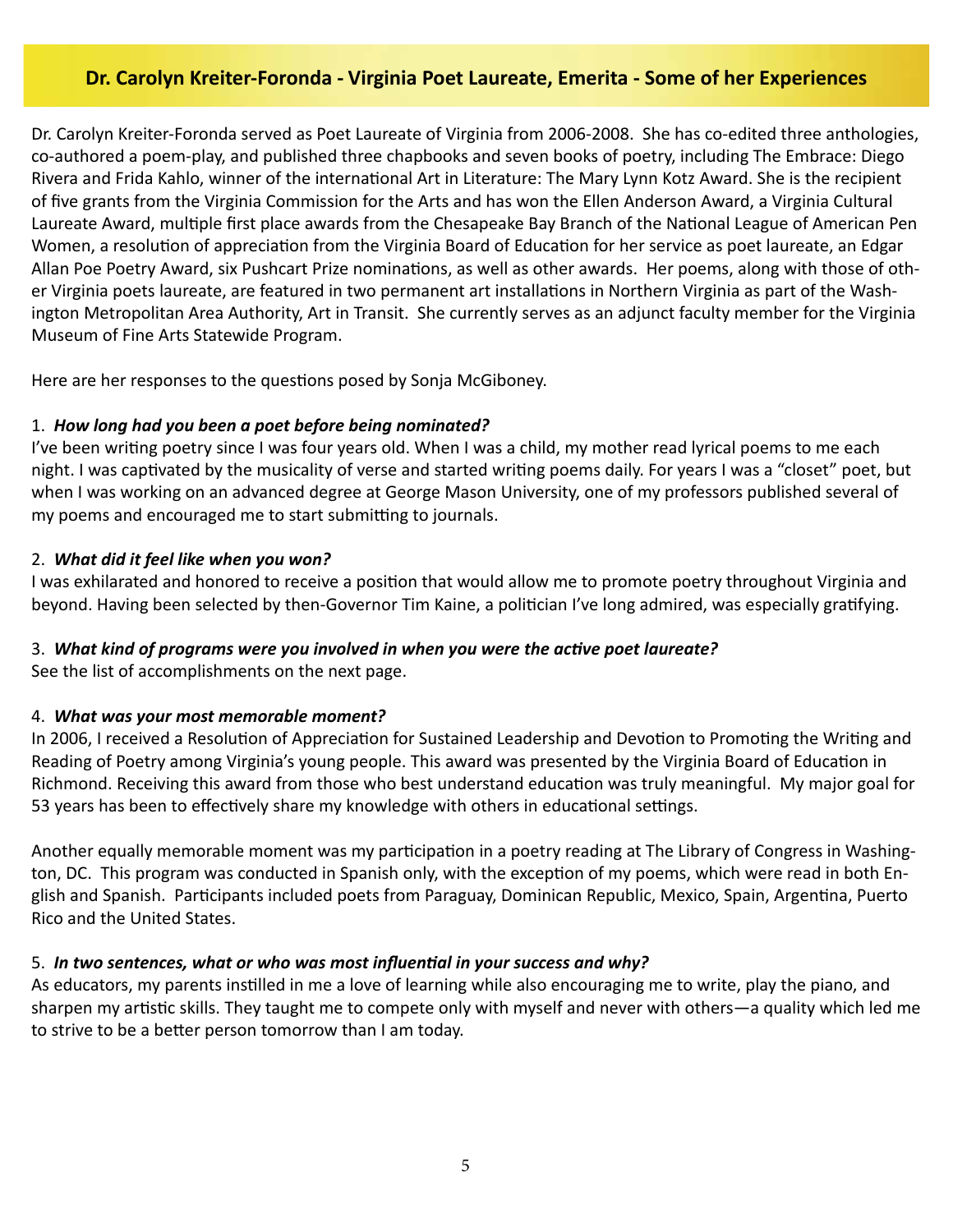## Dr. Carolyn Kreiter-Foronda - Virginia Poet Laureate, Emerita - Some of her Experiences

Dr. Carolyn Kreiter-Foronda served as Poet Laureate of Virginia from 2006-2008. She has co-edited three anthologies, co-authored a poem-play, and published three chapbooks and seven books of poetry, including The Embrace: Diego Rivera and Frida Kahlo, winner of the international Art in Literature: The Mary Lynn Kotz Award. She is the recipient of five grants from the Virginia Commission for the Arts and has won the Ellen Anderson Award, a Virginia Cultural Laureate Award, multiple first place awards from the Chesapeake Bay Branch of the National League of American Pen Women, a resolution of appreciation from the Virginia Board of Education for her service as poet laureate, an Edgar Allan Poe Poetry Award, six Pushcart Prize nominations, as well as other awards. Her poems, along with those of other Virginia poets laureate, are featured in two permanent art installations in Northern Virginia as part of the Washington Metropolitan Area Authority, Art in Transit. She currently serves as an adjunct faculty member for the Virginia Museum of Fine Arts Statewide Program.

Here are her responses to the questions posed by Sonja McGiboney.

1. ***How long had you been a poet before being nominated?***
I've been writing poetry since I was four years old. When I was a child, my mother read lyrical poems to me each night. I was captivated by the musicality of verse and started writing poems daily. For years I was a "closet" poet, but when I was working on an advanced degree at George Mason University, one of my professors published several of my poems and encouraged me to start submitting to journals.

2. ***What did it feel like when you won?***
I was exhilarated and honored to receive a position that would allow me to promote poetry throughout Virginia and beyond. Having been selected by then-Governor Tim Kaine, a politician I've long admired, was especially gratifying.

3. ***What kind of programs were you involved in when you were the active poet laureate?***
See the list of accomplishments on the next page.

4. ***What was your most memorable moment?***
In 2006, I received a Resolution of Appreciation for Sustained Leadership and Devotion to Promoting the Writing and Reading of Poetry among Virginia's young people. This award was presented by the Virginia Board of Education in Richmond. Receiving this award from those who best understand education was truly meaningful. My major goal for 53 years has been to effectively share my knowledge with others in educational settings.

Another equally memorable moment was my participation in a poetry reading at The Library of Congress in Washington, DC. This program was conducted in Spanish only, with the exception of my poems, which were read in both English and Spanish. Participants included poets from Paraguay, Dominican Republic, Mexico, Spain, Argentina, Puerto Rico and the United States.

5. ***In two sentences, what or who was most influential in your success and why?***
As educators, my parents instilled in me a love of learning while also encouraging me to write, play the piano, and sharpen my artistic skills. They taught me to compete only with myself and never with others—a quality which led me to strive to be a better person tomorrow than I am today.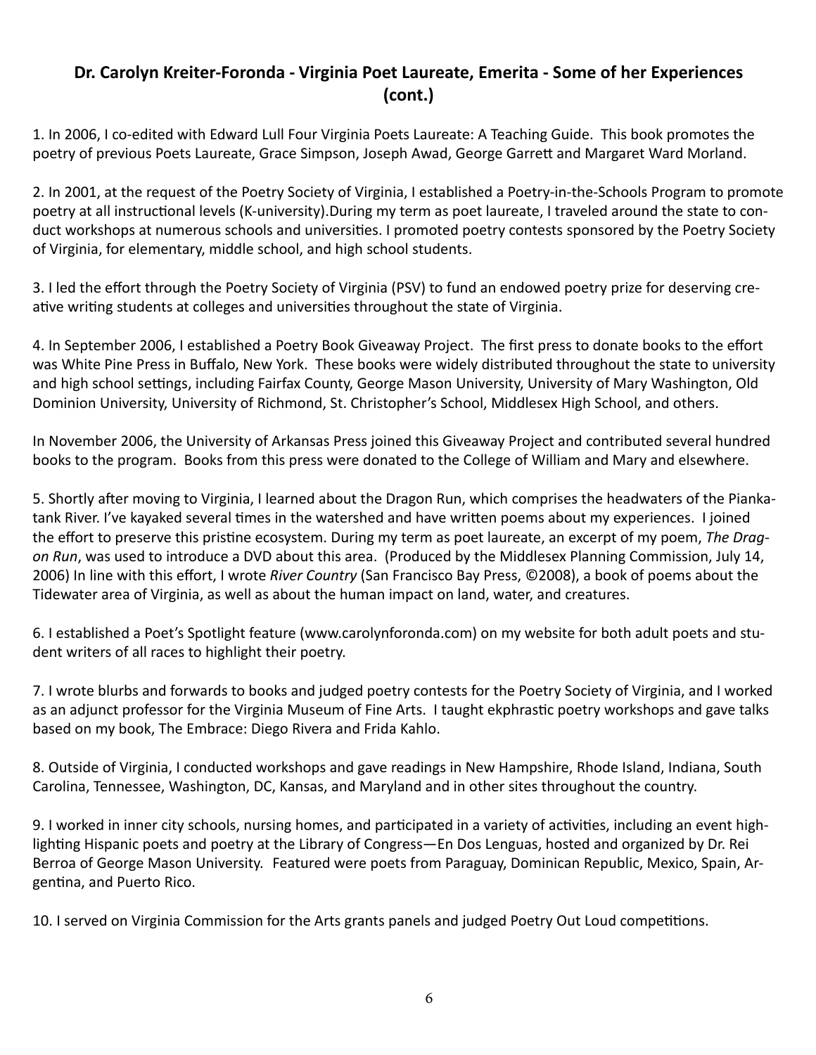## Dr. Carolyn Kreiter-Foronda - Virginia Poet Laureate, Emerita - Some of her Experiences (cont.)

1. In 2006, I co-edited with Edward Lull Four Virginia Poets Laureate: A Teaching Guide. This book promotes the poetry of previous Poets Laureate, Grace Simpson, Joseph Awad, George Garrett and Margaret Ward Morland.

2. In 2001, at the request of the Poetry Society of Virginia, I established a Poetry-in-the-Schools Program to promote poetry at all instructional levels (K-university).During my term as poet laureate, I traveled around the state to conduct workshops at numerous schools and universities. I promoted poetry contests sponsored by the Poetry Society of Virginia, for elementary, middle school, and high school students.

3. I led the effort through the Poetry Society of Virginia (PSV) to fund an endowed poetry prize for deserving creative writing students at colleges and universities throughout the state of Virginia.

4. In September 2006, I established a Poetry Book Giveaway Project. The first press to donate books to the effort was White Pine Press in Buffalo, New York. These books were widely distributed throughout the state to university and high school settings, including Fairfax County, George Mason University, University of Mary Washington, Old Dominion University, University of Richmond, St. Christopher's School, Middlesex High School, and others.

In November 2006, the University of Arkansas Press joined this Giveaway Project and contributed several hundred books to the program. Books from this press were donated to the College of William and Mary and elsewhere.

5. Shortly after moving to Virginia, I learned about the Dragon Run, which comprises the headwaters of the Piankatank River. I've kayaked several times in the watershed and have written poems about my experiences. I joined the effort to preserve this pristine ecosystem. During my term as poet laureate, an excerpt of my poem, *The Dragon Run*, was used to introduce a DVD about this area. (Produced by the Middlesex Planning Commission, July 14, 2006) In line with this effort, I wrote *River Country* (San Francisco Bay Press, ©2008), a book of poems about the Tidewater area of Virginia, as well as about the human impact on land, water, and creatures.

6. I established a Poet's Spotlight feature (www.carolynforonda.com) on my website for both adult poets and student writers of all races to highlight their poetry.

7. I wrote blurbs and forwards to books and judged poetry contests for the Poetry Society of Virginia, and I worked as an adjunct professor for the Virginia Museum of Fine Arts. I taught ekphrastic poetry workshops and gave talks based on my book, The Embrace: Diego Rivera and Frida Kahlo.

8. Outside of Virginia, I conducted workshops and gave readings in New Hampshire, Rhode Island, Indiana, South Carolina, Tennessee, Washington, DC, Kansas, and Maryland and in other sites throughout the country.

9. I worked in inner city schools, nursing homes, and participated in a variety of activities, including an event highlighting Hispanic poets and poetry at the Library of Congress—En Dos Lenguas, hosted and organized by Dr. Rei Berroa of George Mason University. Featured were poets from Paraguay, Dominican Republic, Mexico, Spain, Argentina, and Puerto Rico.

10. I served on Virginia Commission for the Arts grants panels and judged Poetry Out Loud competitions.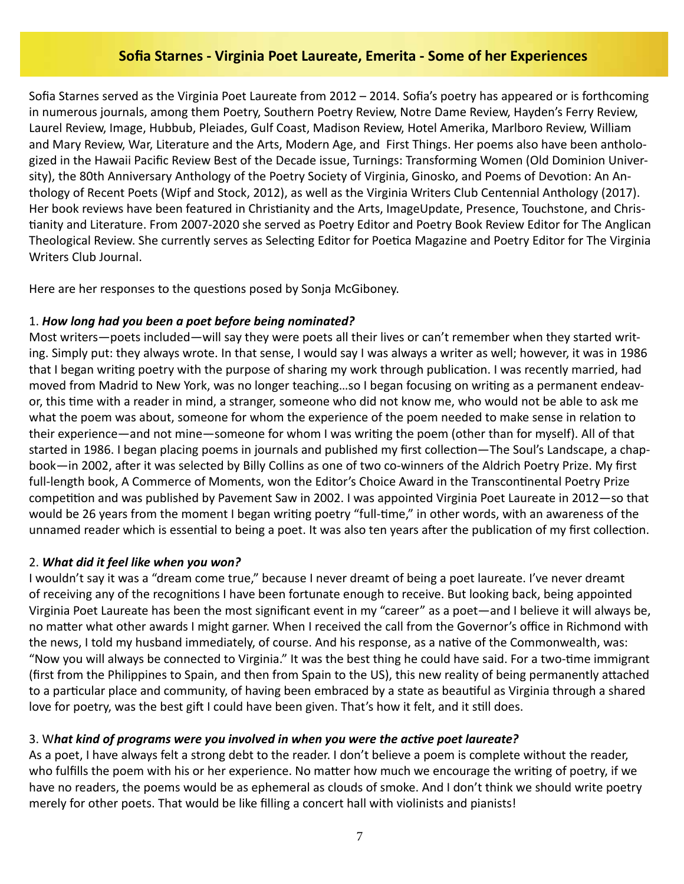## Sofia Starnes - Virginia Poet Laureate, Emerita - Some of her Experiences

Sofia Starnes served as the Virginia Poet Laureate from 2012 – 2014. Sofia's poetry has appeared or is forthcoming in numerous journals, among them Poetry, Southern Poetry Review, Notre Dame Review, Hayden's Ferry Review, Laurel Review, Image, Hubbub, Pleiades, Gulf Coast, Madison Review, Hotel Amerika, Marlboro Review, William and Mary Review, War, Literature and the Arts, Modern Age, and First Things. Her poems also have been anthologized in the Hawaii Pacific Review Best of the Decade issue, Turnings: Transforming Women (Old Dominion University), the 80th Anniversary Anthology of the Poetry Society of Virginia, Ginosko, and Poems of Devotion: An Anthology of Recent Poets (Wipf and Stock, 2012), as well as the Virginia Writers Club Centennial Anthology (2017). Her book reviews have been featured in Christianity and the Arts, ImageUpdate, Presence, Touchstone, and Christianity and Literature. From 2007-2020 she served as Poetry Editor and Poetry Book Review Editor for The Anglican Theological Review. She currently serves as Selecting Editor for Poetica Magazine and Poetry Editor for The Virginia Writers Club Journal.

Here are her responses to the questions posed by Sonja McGiboney.

1. ***How long had you been a poet before being nominated?***

Most writers—poets included—will say they were poets all their lives or can't remember when they started writing. Simply put: they always wrote. In that sense, I would say I was always a writer as well; however, it was in 1986 that I began writing poetry with the purpose of sharing my work through publication. I was recently married, had moved from Madrid to New York, was no longer teaching…so I began focusing on writing as a permanent endeavor, this time with a reader in mind, a stranger, someone who did not know me, who would not be able to ask me what the poem was about, someone for whom the experience of the poem needed to make sense in relation to their experience—and not mine—someone for whom I was writing the poem (other than for myself). All of that started in 1986. I began placing poems in journals and published my first collection—The Soul's Landscape, a chapbook—in 2002, after it was selected by Billy Collins as one of two co-winners of the Aldrich Poetry Prize. My first full-length book, A Commerce of Moments, won the Editor's Choice Award in the Transcontinental Poetry Prize competition and was published by Pavement Saw in 2002. I was appointed Virginia Poet Laureate in 2012—so that would be 26 years from the moment I began writing poetry "full-time," in other words, with an awareness of the unnamed reader which is essential to being a poet. It was also ten years after the publication of my first collection.

2. ***What did it feel like when you won?***

I wouldn't say it was a "dream come true," because I never dreamt of being a poet laureate. I've never dreamt of receiving any of the recognitions I have been fortunate enough to receive. But looking back, being appointed Virginia Poet Laureate has been the most significant event in my "career" as a poet—and I believe it will always be, no matter what other awards I might garner. When I received the call from the Governor's office in Richmond with the news, I told my husband immediately, of course. And his response, as a native of the Commonwealth, was: "Now you will always be connected to Virginia." It was the best thing he could have said. For a two-time immigrant (first from the Philippines to Spain, and then from Spain to the US), this new reality of being permanently attached to a particular place and community, of having been embraced by a state as beautiful as Virginia through a shared love for poetry, was the best gift I could have been given. That's how it felt, and it still does.

3. W***hat kind of programs were you involved in when you were the active poet laureate?***

As a poet, I have always felt a strong debt to the reader. I don't believe a poem is complete without the reader, who fulfills the poem with his or her experience. No matter how much we encourage the writing of poetry, if we have no readers, the poems would be as ephemeral as clouds of smoke. And I don't think we should write poetry merely for other poets. That would be like filling a concert hall with violinists and pianists!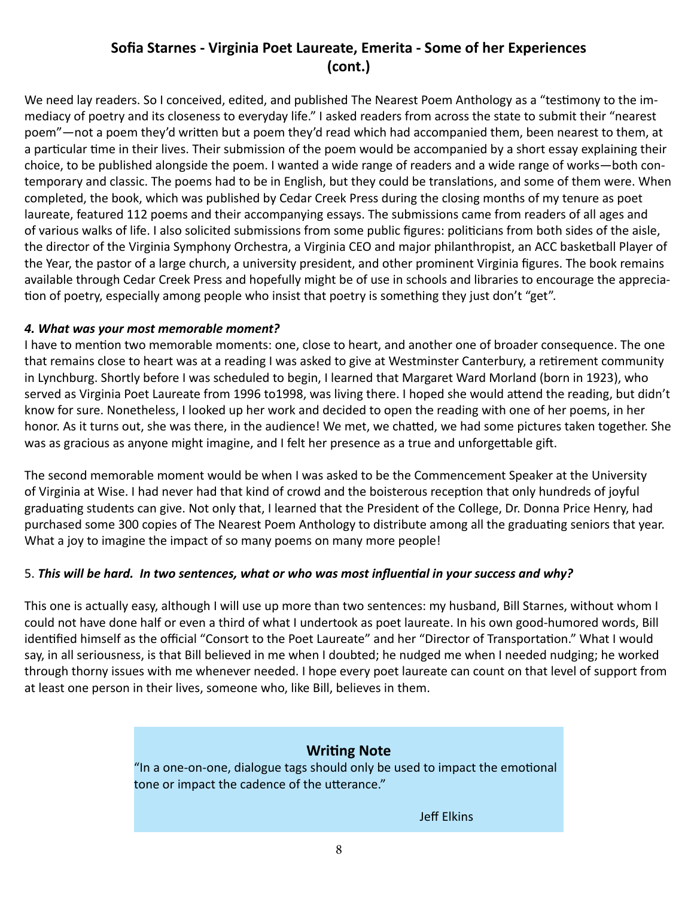## Sofia Starnes - Virginia Poet Laureate, Emerita - Some of her Experiences (cont.)

We need lay readers. So I conceived, edited, and published The Nearest Poem Anthology as a "testimony to the immediacy of poetry and its closeness to everyday life." I asked readers from across the state to submit their "nearest poem"—not a poem they'd written but a poem they'd read which had accompanied them, been nearest to them, at a particular time in their lives. Their submission of the poem would be accompanied by a short essay explaining their choice, to be published alongside the poem. I wanted a wide range of readers and a wide range of works—both contemporary and classic. The poems had to be in English, but they could be translations, and some of them were. When completed, the book, which was published by Cedar Creek Press during the closing months of my tenure as poet laureate, featured 112 poems and their accompanying essays. The submissions came from readers of all ages and of various walks of life. I also solicited submissions from some public figures: politicians from both sides of the aisle, the director of the Virginia Symphony Orchestra, a Virginia CEO and major philanthropist, an ACC basketball Player of the Year, the pastor of a large church, a university president, and other prominent Virginia figures. The book remains available through Cedar Creek Press and hopefully might be of use in schools and libraries to encourage the appreciation of poetry, especially among people who insist that poetry is something they just don't "get".

***4. What was your most memorable moment?***

I have to mention two memorable moments: one, close to heart, and another one of broader consequence. The one that remains close to heart was at a reading I was asked to give at Westminster Canterbury, a retirement community in Lynchburg. Shortly before I was scheduled to begin, I learned that Margaret Ward Morland (born in 1923), who served as Virginia Poet Laureate from 1996 to1998, was living there. I hoped she would attend the reading, but didn't know for sure. Nonetheless, I looked up her work and decided to open the reading with one of her poems, in her honor. As it turns out, she was there, in the audience! We met, we chatted, we had some pictures taken together. She was as gracious as anyone might imagine, and I felt her presence as a true and unforgettable gift.

The second memorable moment would be when I was asked to be the Commencement Speaker at the University of Virginia at Wise. I had never had that kind of crowd and the boisterous reception that only hundreds of joyful graduating students can give. Not only that, I learned that the President of the College, Dr. Donna Price Henry, had purchased some 300 copies of The Nearest Poem Anthology to distribute among all the graduating seniors that year. What a joy to imagine the impact of so many poems on many more people!

5. ***This will be hard. In two sentences, what or who was most influential in your success and why?***

This one is actually easy, although I will use up more than two sentences: my husband, Bill Starnes, without whom I could not have done half or even a third of what I undertook as poet laureate. In his own good-humored words, Bill identified himself as the official "Consort to the Poet Laureate" and her "Director of Transportation." What I would say, in all seriousness, is that Bill believed in me when I doubted; he nudged me when I needed nudging; he worked through thorny issues with me whenever needed. I hope every poet laureate can count on that level of support from at least one person in their lives, someone who, like Bill, believes in them.

**Writing Note**

"In a one-on-one, dialogue tags should only be used to impact the emotional tone or impact the cadence of the utterance."

Jeff Elkins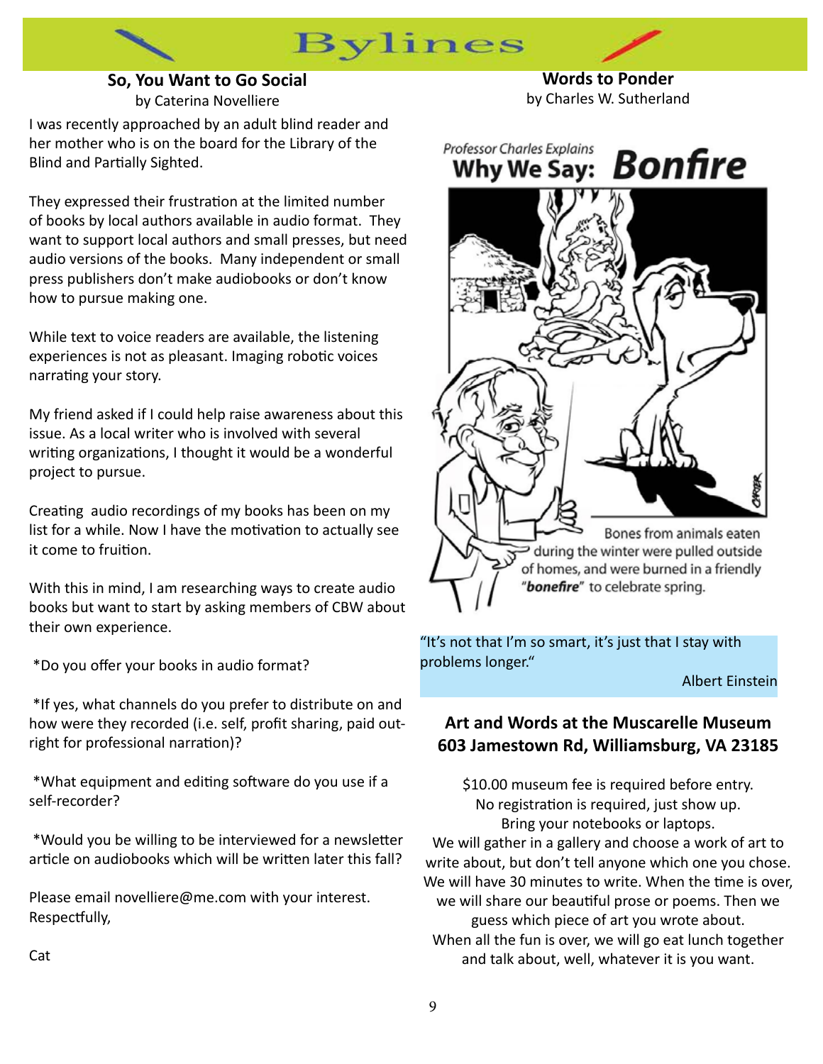# Bylines

## So, You Want to Go Social

by Caterina Novelliere

I was recently approached by an adult blind reader and her mother who is on the board for the Library of the Blind and Partially Sighted.

They expressed their frustration at the limited number of books by local authors available in audio format. They want to support local authors and small presses, but need audio versions of the books. Many independent or small press publishers don't make audiobooks or don't know how to pursue making one.

While text to voice readers are available, the listening experiences is not as pleasant. Imaging robotic voices narrating your story.

My friend asked if I could help raise awareness about this issue. As a local writer who is involved with several writing organizations, I thought it would be a wonderful project to pursue.

Creating audio recordings of my books has been on my list for a while. Now I have the motivation to actually see it come to fruition.

With this in mind, I am researching ways to create audio books but want to start by asking members of CBW about their own experience.

*Do you offer your books in audio format?

*If yes, what channels do you prefer to distribute on and how were they recorded (i.e. self, profit sharing, paid outright for professional narration)?

*What equipment and editing software do you use if a self-recorder?

*Would you be willing to be interviewed for a newsletter article on audiobooks which will be written later this fall?

Please email novelliere@me.com with your interest.
Respectfully,

Cat

## Words to Ponder

by Charles W. Sutherland

*Professor Charles Explains*
**Why We Say: *Bonfire***

Bones from animals eaten during the winter were pulled outside of homes, and were burned in a friendly "***bonefire***" to celebrate spring.

"It's not that I'm so smart, it's just that I stay with problems longer."

Albert Einstein

## Art and Words at the Muscarelle Museum 603 Jamestown Rd, Williamsburg, VA 23185

$10.00 museum fee is required before entry.
No registration is required, just show up.
Bring your notebooks or laptops.
We will gather in a gallery and choose a work of art to write about, but don't tell anyone which one you chose. We will have 30 minutes to write. When the time is over, we will share our beautiful prose or poems. Then we guess which piece of art you wrote about.
When all the fun is over, we will go eat lunch together and talk about, well, whatever it is you want.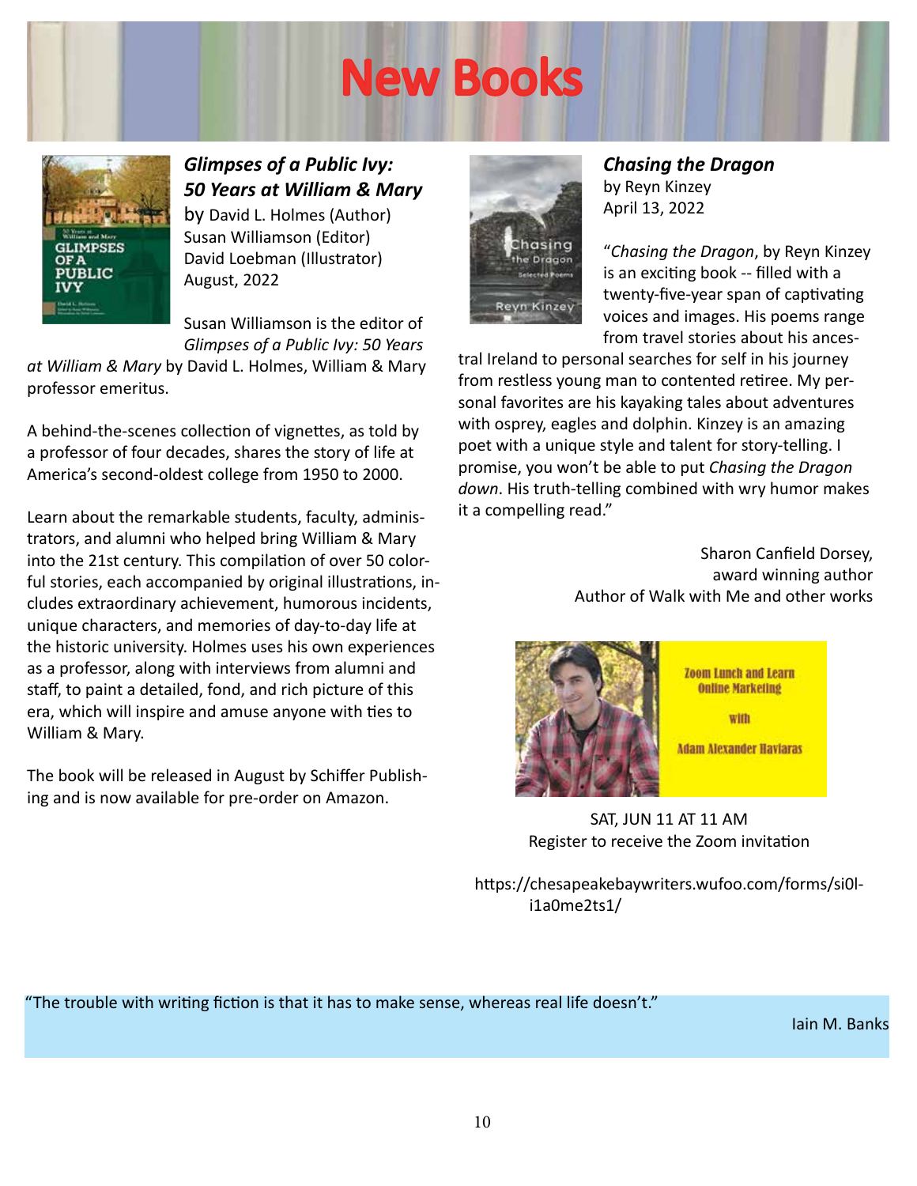# New Books

***Glimpses of a Public Ivy: 50 Years at William & Mary***
by David L. Holmes (Author)
Susan Williamson (Editor)
David Loebman (Illustrator)
August, 2022

Susan Williamson is the editor of *Glimpses of a Public Ivy: 50 Years at William & Mary* by David L. Holmes, William & Mary professor emeritus.

A behind-the-scenes collection of vignettes, as told by a professor of four decades, shares the story of life at America's second-oldest college from 1950 to 2000.

Learn about the remarkable students, faculty, administrators, and alumni who helped bring William & Mary into the 21st century. This compilation of over 50 colorful stories, each accompanied by original illustrations, includes extraordinary achievement, humorous incidents, unique characters, and memories of day-to-day life at the historic university. Holmes uses his own experiences as a professor, along with interviews from alumni and staff, to paint a detailed, fond, and rich picture of this era, which will inspire and amuse anyone with ties to William & Mary.

The book will be released in August by Schiffer Publishing and is now available for pre-order on Amazon.

***Chasing the Dragon***
by Reyn Kinzey
April 13, 2022

"*Chasing the Dragon*, by Reyn Kinzey is an exciting book -- filled with a twenty-five-year span of captivating voices and images. His poems range from travel stories about his ancestral Ireland to personal searches for self in his journey from restless young man to contented retiree. My personal favorites are his kayaking tales about adventures with osprey, eagles and dolphin. Kinzey is an amazing poet with a unique style and talent for story-telling. I promise, you won't be able to put *Chasing the Dragon down*. His truth-telling combined with wry humor makes it a compelling read."

Sharon Canfield Dorsey,
award winning author
Author of Walk with Me and other works

Zoom Lunch and Learn
Online Marketing
with
Adam Alexander Haviaras

SAT, JUN 11 AT 11 AM
Register to receive the Zoom invitation

https://chesapeakebaywriters.wufoo.com/forms/si0li1a0me2ts1/

"The trouble with writing fiction is that it has to make sense, whereas real life doesn't."

Iain M. Banks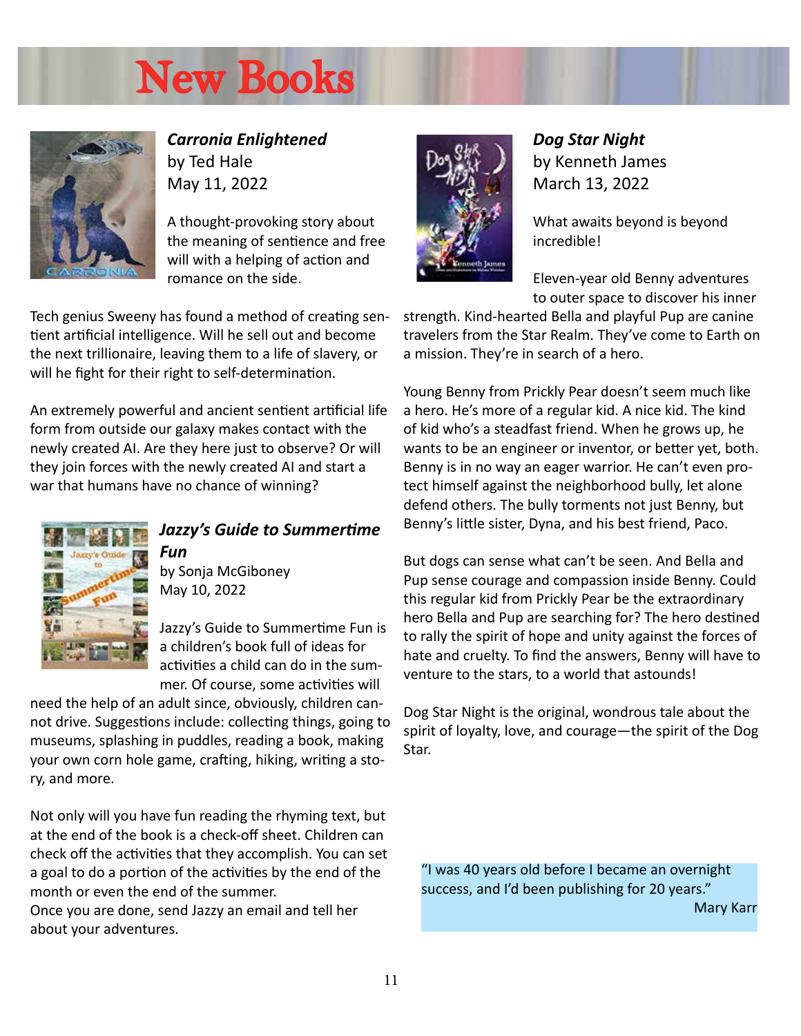# New Books

***Carronia Enlightened***
by Ted Hale
May 11, 2022

A thought-provoking story about the meaning of sentience and free will with a helping of action and romance on the side.

Tech genius Sweeny has found a method of creating sentient artificial intelligence. Will he sell out and become the next trillionaire, leaving them to a life of slavery, or will he fight for their right to self-determination.

An extremely powerful and ancient sentient artificial life form from outside our galaxy makes contact with the newly created AI. Are they here just to observe? Or will they join forces with the newly created AI and start a war that humans have no chance of winning?

***Jazzy's Guide to Summertime Fun***
by Sonja McGiboney
May 10, 2022

Jazzy's Guide to Summertime Fun is a children's book full of ideas for activities a child can do in the summer. Of course, some activities will need the help of an adult since, obviously, children cannot drive. Suggestions include: collecting things, going to museums, splashing in puddles, reading a book, making your own corn hole game, crafting, hiking, writing a story, and more.

Not only will you have fun reading the rhyming text, but at the end of the book is a check-off sheet. Children can check off the activities that they accomplish. You can set a goal to do a portion of the activities by the end of the month or even the end of the summer.
Once you are done, send Jazzy an email and tell her about your adventures.

***Dog Star Night***
by Kenneth James
March 13, 2022

What awaits beyond is beyond incredible!

Eleven-year old Benny adventures to outer space to discover his inner strength. Kind-hearted Bella and playful Pup are canine travelers from the Star Realm. They've come to Earth on a mission. They're in search of a hero.

Young Benny from Prickly Pear doesn't seem much like a hero. He's more of a regular kid. A nice kid. The kind of kid who's a steadfast friend. When he grows up, he wants to be an engineer or inventor, or better yet, both. Benny is in no way an eager warrior. He can't even protect himself against the neighborhood bully, let alone defend others. The bully torments not just Benny, but Benny's little sister, Dyna, and his best friend, Paco.

But dogs can sense what can't be seen. And Bella and Pup sense courage and compassion inside Benny. Could this regular kid from Prickly Pear be the extraordinary hero Bella and Pup are searching for? The hero destined to rally the spirit of hope and unity against the forces of hate and cruelty. To find the answers, Benny will have to venture to the stars, to a world that astounds!

Dog Star Night is the original, wondrous tale about the spirit of loyalty, love, and courage—the spirit of the Dog Star.

> "I was 40 years old before I became an overnight success, and I'd been publishing for 20 years."
> Mary Karr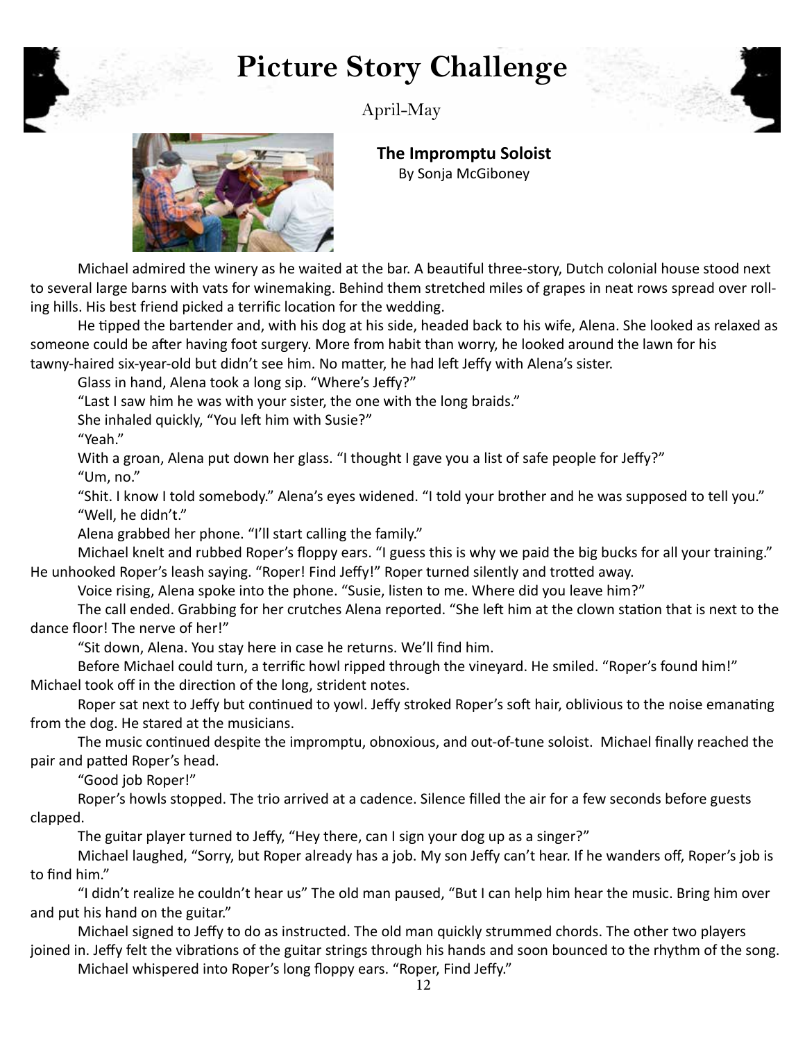# Picture Story Challenge

April-May

**The Impromptu Soloist**

By Sonja McGiboney

Michael admired the winery as he waited at the bar. A beautiful three-story, Dutch colonial house stood next to several large barns with vats for winemaking. Behind them stretched miles of grapes in neat rows spread over rolling hills. His best friend picked a terrific location for the wedding.

He tipped the bartender and, with his dog at his side, headed back to his wife, Alena. She looked as relaxed as someone could be after having foot surgery. More from habit than worry, he looked around the lawn for his tawny-haired six-year-old but didn't see him. No matter, he had left Jeffy with Alena's sister.

Glass in hand, Alena took a long sip. "Where's Jeffy?"

"Last I saw him he was with your sister, the one with the long braids."

She inhaled quickly, "You left him with Susie?"

"Yeah."

With a groan, Alena put down her glass. "I thought I gave you a list of safe people for Jeffy?"

"Um, no."

"Shit. I know I told somebody." Alena's eyes widened. "I told your brother and he was supposed to tell you."

"Well, he didn't."

Alena grabbed her phone. "I'll start calling the family."

Michael knelt and rubbed Roper's floppy ears. "I guess this is why we paid the big bucks for all your training." He unhooked Roper's leash saying. "Roper! Find Jeffy!" Roper turned silently and trotted away.

Voice rising, Alena spoke into the phone. "Susie, listen to me. Where did you leave him?"

The call ended. Grabbing for her crutches Alena reported. "She left him at the clown station that is next to the dance floor! The nerve of her!"

"Sit down, Alena. You stay here in case he returns. We'll find him.

Before Michael could turn, a terrific howl ripped through the vineyard. He smiled. "Roper's found him!" Michael took off in the direction of the long, strident notes.

Roper sat next to Jeffy but continued to yowl. Jeffy stroked Roper's soft hair, oblivious to the noise emanating from the dog. He stared at the musicians.

The music continued despite the impromptu, obnoxious, and out-of-tune soloist. Michael finally reached the pair and patted Roper's head.

"Good job Roper!"

Roper's howls stopped. The trio arrived at a cadence. Silence filled the air for a few seconds before guests clapped.

The guitar player turned to Jeffy, "Hey there, can I sign your dog up as a singer?"

Michael laughed, "Sorry, but Roper already has a job. My son Jeffy can't hear. If he wanders off, Roper's job is to find him."

"I didn't realize he couldn't hear us" The old man paused, "But I can help him hear the music. Bring him over and put his hand on the guitar."

Michael signed to Jeffy to do as instructed. The old man quickly strummed chords. The other two players joined in. Jeffy felt the vibrations of the guitar strings through his hands and soon bounced to the rhythm of the song.

Michael whispered into Roper's long floppy ears. "Roper, Find Jeffy."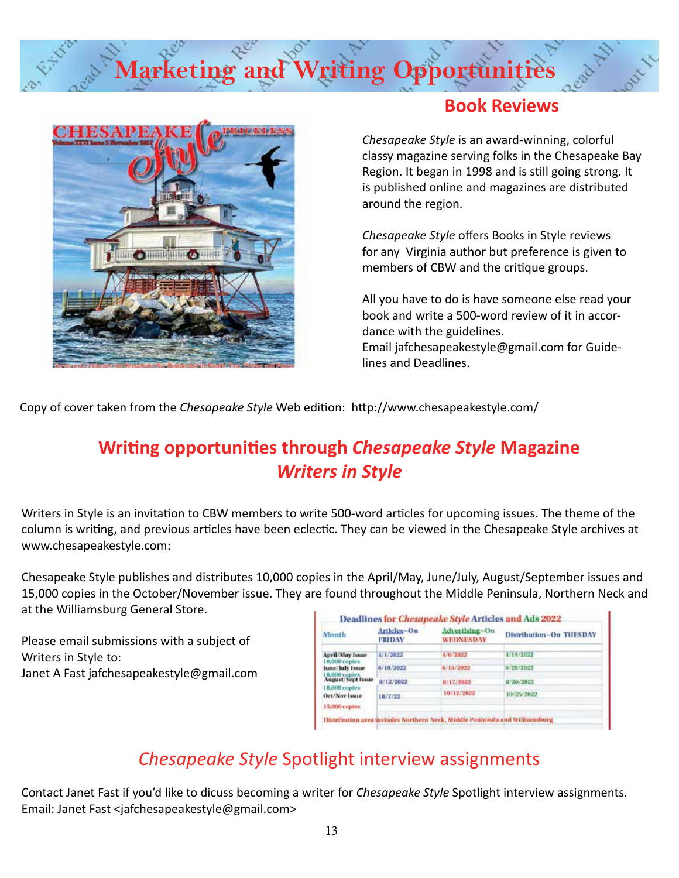# Marketing and Writing Opportunities

## Book Reviews

*Chesapeake Style* is an award-winning, colorful classy magazine serving folks in the Chesapeake Bay Region. It began in 1998 and is still going strong. It is published online and magazines are distributed around the region.

*Chesapeake Style* offers Books in Style reviews for any Virginia author but preference is given to members of CBW and the critique groups.

All you have to do is have someone else read your book and write a 500-word review of it in accordance with the guidelines.
Email jafchesapeakestyle@gmail.com for Guidelines and Deadlines.

Copy of cover taken from the *Chesapeake Style* Web edition: http://www.chesapeakestyle.com/

## Writing opportunities through *Chesapeake Style* Magazine *Writers in Style*

Writers in Style is an invitation to CBW members to write 500-word articles for upcoming issues. The theme of the column is writing, and previous articles have been eclectic. They can be viewed in the Chesapeake Style archives at www.chesapeakestyle.com:

Chesapeake Style publishes and distributes 10,000 copies in the April/May, June/July, August/September issues and 15,000 copies in the October/November issue. They are found throughout the Middle Peninsula, Northern Neck and at the Williamsburg General Store.

Please email submissions with a subject of Writers in Style to:
Janet A Fast jafchesapeakestyle@gmail.com

**Deadlines for *Chesapeake Style* Articles and Ads 2022**

| Month | Articles–On FRIDAY | Advertising–On WEDNESDAY | Distribution–On TUESDAY |
|---|---|---|---|
| April/May Issue 10,000 copies | 4/1/2022 | 4/6/2022 | 4/19/2022 |
| June/July Issue 10,000 copies | 6/10/2022 | 6/15/2022 | 6/28/2022 |
| August/Sept Issue 10,000 copies | 8/12/2022 | 8/17/2022 | 8/30/2022 |
| Oct/Nov Issue 15,000 copies | 10/7/22 | 10/12/2022 | 10/25/2022 |

Distribution area includes Northern Neck, Middle Peninsula and Williamsburg

## *Chesapeake Style* Spotlight interview assignments

Contact Janet Fast if you'd like to dicuss becoming a writer for *Chesapeake Style* Spotlight interview assignments.
Email: Janet Fast <jafchesapeakestyle@gmail.com>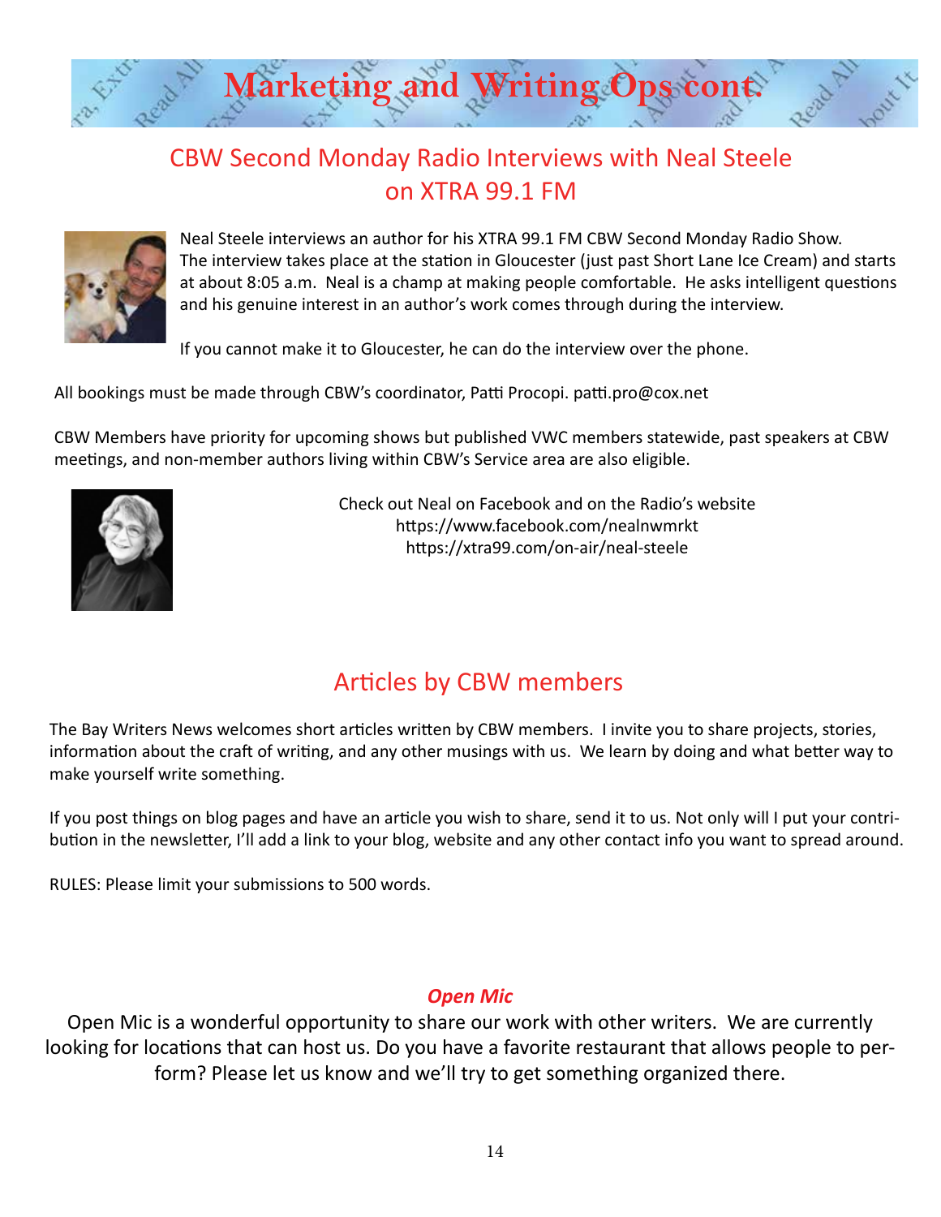# Marketing and Writing Ops cont.

## CBW Second Monday Radio Interviews with Neal Steele on XTRA 99.1 FM

Neal Steele interviews an author for his XTRA 99.1 FM CBW Second Monday Radio Show. The interview takes place at the station in Gloucester (just past Short Lane Ice Cream) and starts at about 8:05 a.m. Neal is a champ at making people comfortable. He asks intelligent questions and his genuine interest in an author's work comes through during the interview.

If you cannot make it to Gloucester, he can do the interview over the phone.

All bookings must be made through CBW's coordinator, Patti Procopi. patti.pro@cox.net

CBW Members have priority for upcoming shows but published VWC members statewide, past speakers at CBW meetings, and non-member authors living within CBW's Service area are also eligible.

Check out Neal on Facebook and on the Radio's website
https://www.facebook.com/nealnwmrkt
https://xtra99.com/on-air/neal-steele

## Articles by CBW members

The Bay Writers News welcomes short articles written by CBW members. I invite you to share projects, stories, information about the craft of writing, and any other musings with us. We learn by doing and what better way to make yourself write something.

If you post things on blog pages and have an article you wish to share, send it to us. Not only will I put your contribution in the newsletter, I'll add a link to your blog, website and any other contact info you want to spread around.

RULES: Please limit your submissions to 500 words.

### *Open Mic*

Open Mic is a wonderful opportunity to share our work with other writers. We are currently looking for locations that can host us. Do you have a favorite restaurant that allows people to perform? Please let us know and we'll try to get something organized there.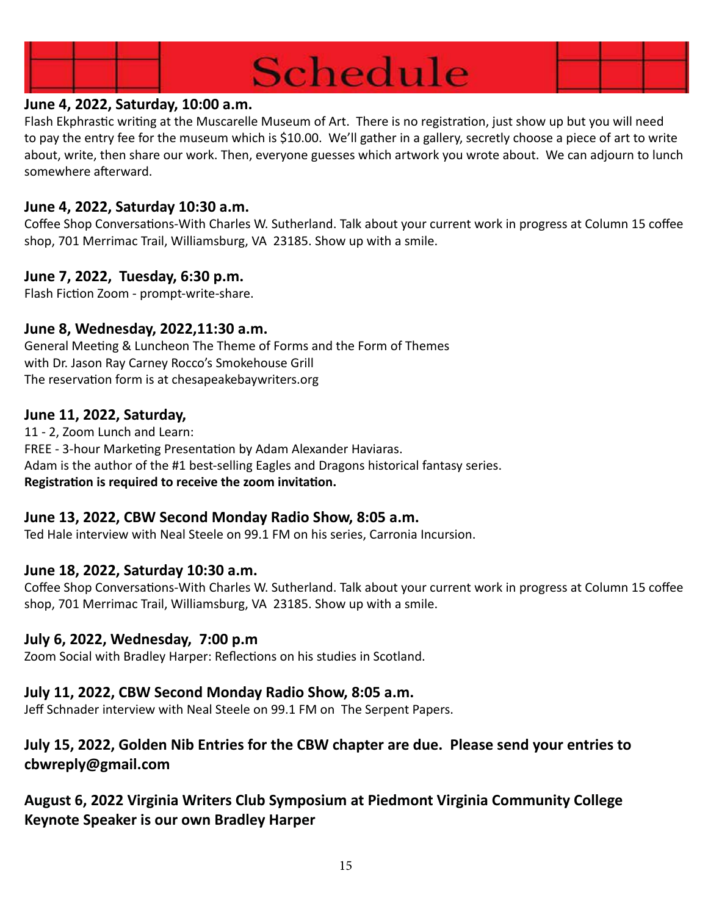# Schedule

**June 4, 2022, Saturday, 10:00 a.m.**
Flash Ekphrastic writing at the Muscarelle Museum of Art. There is no registration, just show up but you will need to pay the entry fee for the museum which is $10.00. We'll gather in a gallery, secretly choose a piece of art to write about, write, then share our work. Then, everyone guesses which artwork you wrote about. We can adjourn to lunch somewhere afterward.

**June 4, 2022, Saturday 10:30 a.m.**
Coffee Shop Conversations-With Charles W. Sutherland. Talk about your current work in progress at Column 15 coffee shop, 701 Merrimac Trail, Williamsburg, VA 23185. Show up with a smile.

**June 7, 2022, Tuesday, 6:30 p.m.**
Flash Fiction Zoom - prompt-write-share.

**June 8, Wednesday, 2022,11:30 a.m.**
General Meeting & Luncheon The Theme of Forms and the Form of Themes
with Dr. Jason Ray Carney Rocco's Smokehouse Grill
The reservation form is at chesapeakebaywriters.org

**June 11, 2022, Saturday,**
11 - 2, Zoom Lunch and Learn:
FREE - 3-hour Marketing Presentation by Adam Alexander Haviaras.
Adam is the author of the #1 best-selling Eagles and Dragons historical fantasy series.
**Registration is required to receive the zoom invitation.**

**June 13, 2022, CBW Second Monday Radio Show, 8:05 a.m.**
Ted Hale interview with Neal Steele on 99.1 FM on his series, Carronia Incursion.

**June 18, 2022, Saturday 10:30 a.m.**
Coffee Shop Conversations-With Charles W. Sutherland. Talk about your current work in progress at Column 15 coffee shop, 701 Merrimac Trail, Williamsburg, VA 23185. Show up with a smile.

**July 6, 2022, Wednesday, 7:00 p.m**
Zoom Social with Bradley Harper: Reflections on his studies in Scotland.

**July 11, 2022, CBW Second Monday Radio Show, 8:05 a.m.**
Jeff Schnader interview with Neal Steele on 99.1 FM on The Serpent Papers.

**July 15, 2022, Golden Nib Entries for the CBW chapter are due. Please send your entries to cbwreply@gmail.com**

**August 6, 2022 Virginia Writers Club Symposium at Piedmont Virginia Community College Keynote Speaker is our own Bradley Harper**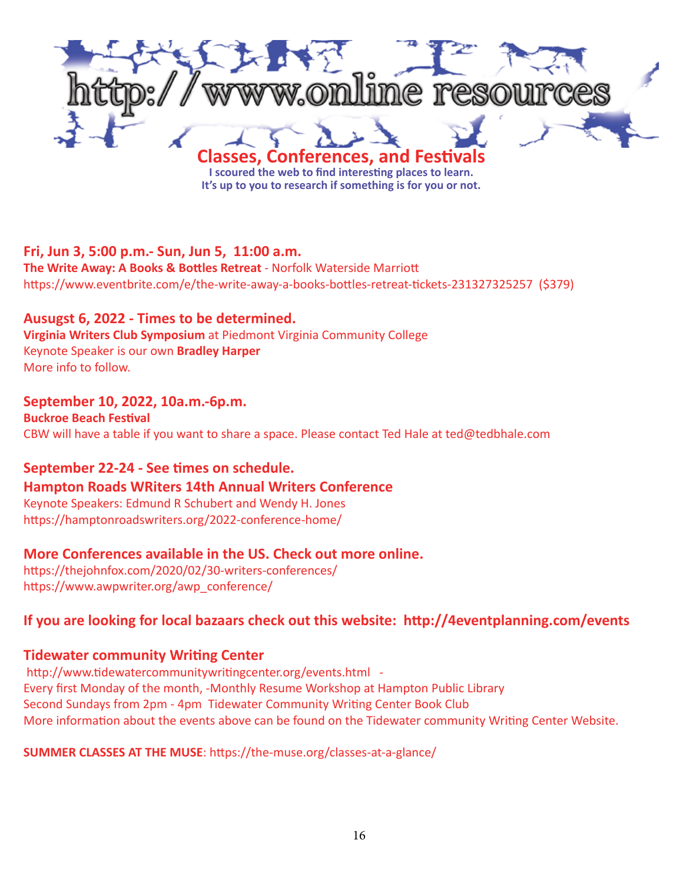# http://www.online resources

## Classes, Conferences, and Festivals

**I scoured the web to find interesting places to learn.**
**It's up to you to research if something is for you or not.**

### Fri, Jun 3, 5:00 p.m.- Sun, Jun 5, 11:00 a.m.

**The Write Away: A Books & Bottles Retreat** - Norfolk Waterside Marriott
https://www.eventbrite.com/e/the-write-away-a-books-bottles-retreat-tickets-231327325257 ($379)

### Ausugst 6, 2022 - Times to be determined.

**Virginia Writers Club Symposium** at Piedmont Virginia Community College
Keynote Speaker is our own **Bradley Harper**
More info to follow.

### September 10, 2022, 10a.m.-6p.m.

**Buckroe Beach Festival**
CBW will have a table if you want to share a space. Please contact Ted Hale at ted@tedbhale.com

### September 22-24 - See times on schedule.

### Hampton Roads WRiters 14th Annual Writers Conference

Keynote Speakers: Edmund R Schubert and Wendy H. Jones
https://hamptonroadswriters.org/2022-conference-home/

### More Conferences available in the US. Check out more online.

https://thejohnfox.com/2020/02/30-writers-conferences/
https://www.awpwriter.org/awp_conference/

### If you are looking for local bazaars check out this website: http://4eventplanning.com/events

### Tidewater community Writing Center

http://www.tidewatercommunitywritingcenter.org/events.html -
Every first Monday of the month, -Monthly Resume Workshop at Hampton Public Library
Second Sundays from 2pm - 4pm Tidewater Community Writing Center Book Club
More information about the events above can be found on the Tidewater community Writing Center Website.

**SUMMER CLASSES AT THE MUSE**: https://the-muse.org/classes-at-a-glance/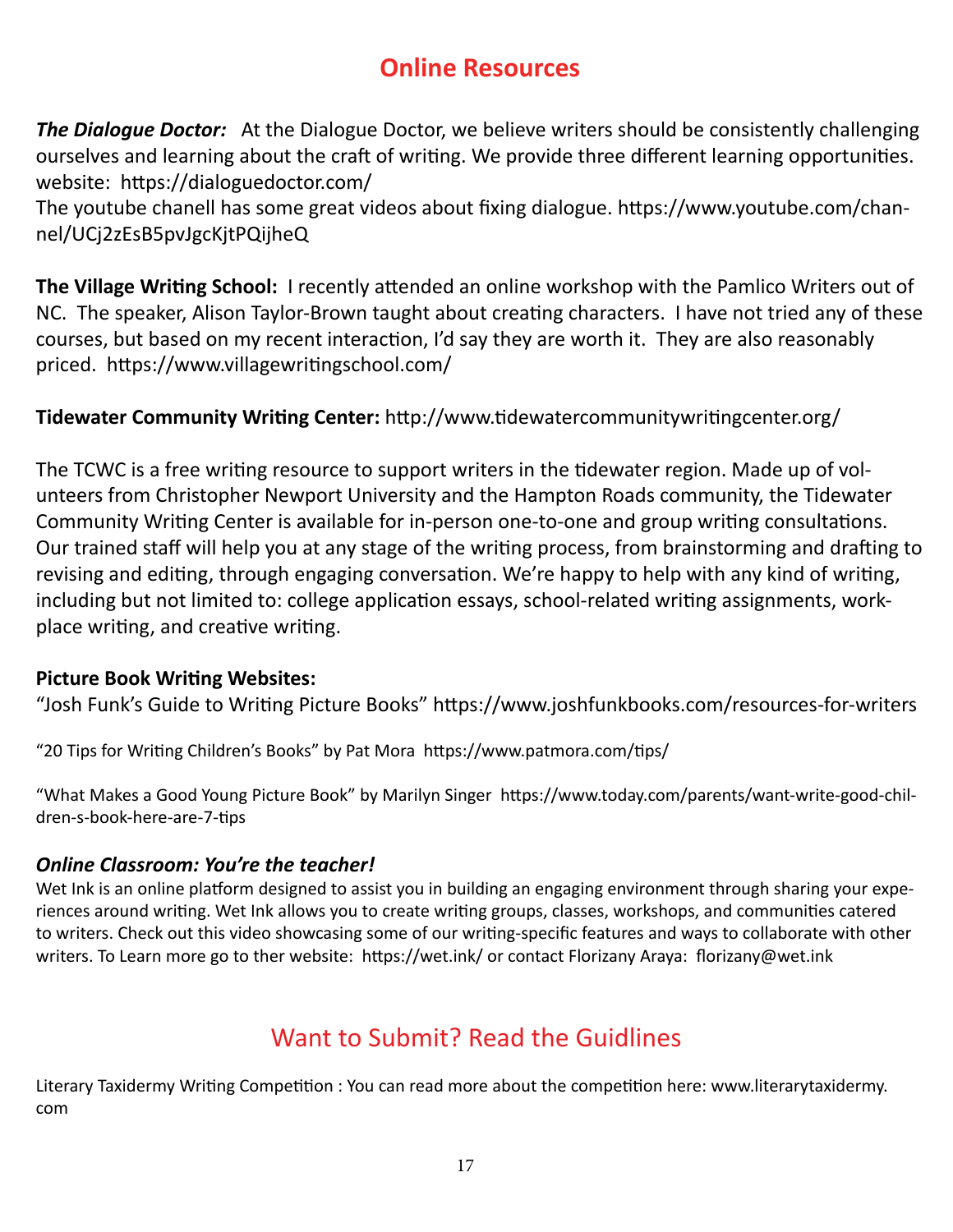# Online Resources

***The Dialogue Doctor:*** At the Dialogue Doctor, we believe writers should be consistently challenging ourselves and learning about the craft of writing. We provide three different learning opportunities. website: https://dialoguedoctor.com/
The youtube chanell has some great videos about fixing dialogue. https://www.youtube.com/channel/UCj2zEsB5pvJgcKjtPQijheQ

**The Village Writing School:** I recently attended an online workshop with the Pamlico Writers out of NC. The speaker, Alison Taylor-Brown taught about creating characters. I have not tried any of these courses, but based on my recent interaction, I'd say they are worth it. They are also reasonably priced. https://www.villagewritingschool.com/

**Tidewater Community Writing Center:** http://www.tidewatercommunitywritingcenter.org/

The TCWC is a free writing resource to support writers in the tidewater region. Made up of volunteers from Christopher Newport University and the Hampton Roads community, the Tidewater Community Writing Center is available for in-person one-to-one and group writing consultations. Our trained staff will help you at any stage of the writing process, from brainstorming and drafting to revising and editing, through engaging conversation. We're happy to help with any kind of writing, including but not limited to: college application essays, school-related writing assignments, workplace writing, and creative writing.

**Picture Book Writing Websites:**
"Josh Funk's Guide to Writing Picture Books" https://www.joshfunkbooks.com/resources-for-writers

"20 Tips for Writing Children's Books" by Pat Mora https://www.patmora.com/tips/

"What Makes a Good Young Picture Book" by Marilyn Singer https://www.today.com/parents/want-write-good-children-s-book-here-are-7-tips

***Online Classroom: You're the teacher!***
Wet Ink is an online platform designed to assist you in building an engaging environment through sharing your experiences around writing. Wet Ink allows you to create writing groups, classes, workshops, and communities catered to writers. Check out this video showcasing some of our writing-specific features and ways to collaborate with other writers. To Learn more go to ther website: https://wet.ink/ or contact Florizany Araya: florizany@wet.ink

## Want to Submit? Read the Guidlines

Literary Taxidermy Writing Competition : You can read more about the competition here: www.literarytaxidermy.com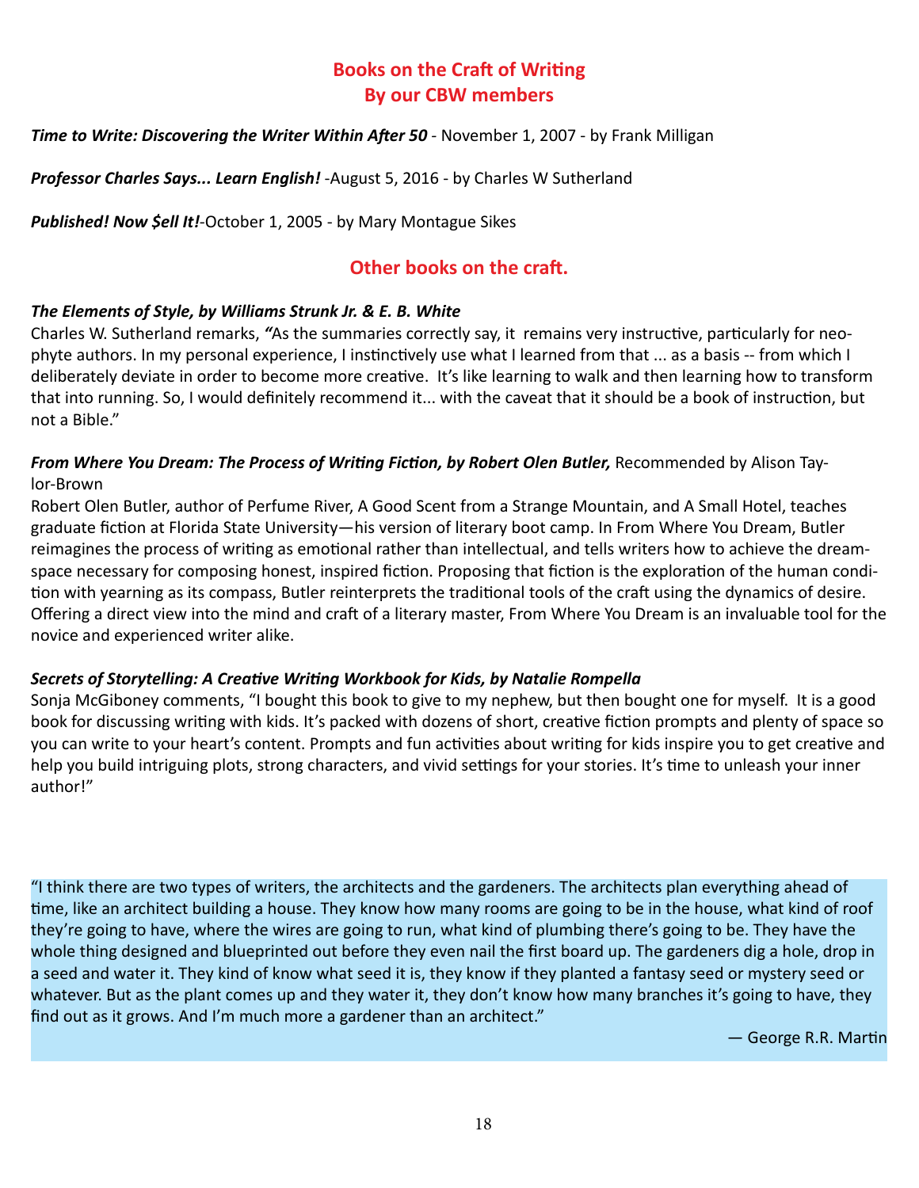## Books on the Craft of Writing
## By our CBW members

***Time to Write: Discovering the Writer Within After 50*** - November 1, 2007 - by Frank Milligan

***Professor Charles Says... Learn English!*** -August 5, 2016 - by Charles W Sutherland

***Published! Now $ell It!***-October 1, 2005 - by Mary Montague Sikes

## Other books on the craft.

***The Elements of Style, by Williams Strunk Jr. & E. B. White***
Charles W. Sutherland remarks, ***"***As the summaries correctly say, it remains very instructive, particularly for neophyte authors. In my personal experience, I instinctively use what I learned from that ... as a basis -- from which I deliberately deviate in order to become more creative. It's like learning to walk and then learning how to transform that into running. So, I would definitely recommend it... with the caveat that it should be a book of instruction, but not a Bible."

***From Where You Dream: The Process of Writing Fiction, by Robert Olen Butler,*** Recommended by Alison Taylor-Brown
Robert Olen Butler, author of Perfume River, A Good Scent from a Strange Mountain, and A Small Hotel, teaches graduate fiction at Florida State University—his version of literary boot camp. In From Where You Dream, Butler reimagines the process of writing as emotional rather than intellectual, and tells writers how to achieve the dream-space necessary for composing honest, inspired fiction. Proposing that fiction is the exploration of the human condition with yearning as its compass, Butler reinterprets the traditional tools of the craft using the dynamics of desire. Offering a direct view into the mind and craft of a literary master, From Where You Dream is an invaluable tool for the novice and experienced writer alike.

***Secrets of Storytelling: A Creative Writing Workbook for Kids, by Natalie Rompella***
Sonja McGiboney comments, "I bought this book to give to my nephew, but then bought one for myself. It is a good book for discussing writing with kids. It's packed with dozens of short, creative fiction prompts and plenty of space so you can write to your heart's content. Prompts and fun activities about writing for kids inspire you to get creative and help you build intriguing plots, strong characters, and vivid settings for your stories. It's time to unleash your inner author!"

> "I think there are two types of writers, the architects and the gardeners. The architects plan everything ahead of time, like an architect building a house. They know how many rooms are going to be in the house, what kind of roof they're going to have, where the wires are going to run, what kind of plumbing there's going to be. They have the whole thing designed and blueprinted out before they even nail the first board up. The gardeners dig a hole, drop in a seed and water it. They kind of know what seed it is, they know if they planted a fantasy seed or mystery seed or whatever. But as the plant comes up and they water it, they don't know how many branches it's going to have, they find out as it grows. And I'm much more a gardener than an architect."
>
> — George R.R. Martin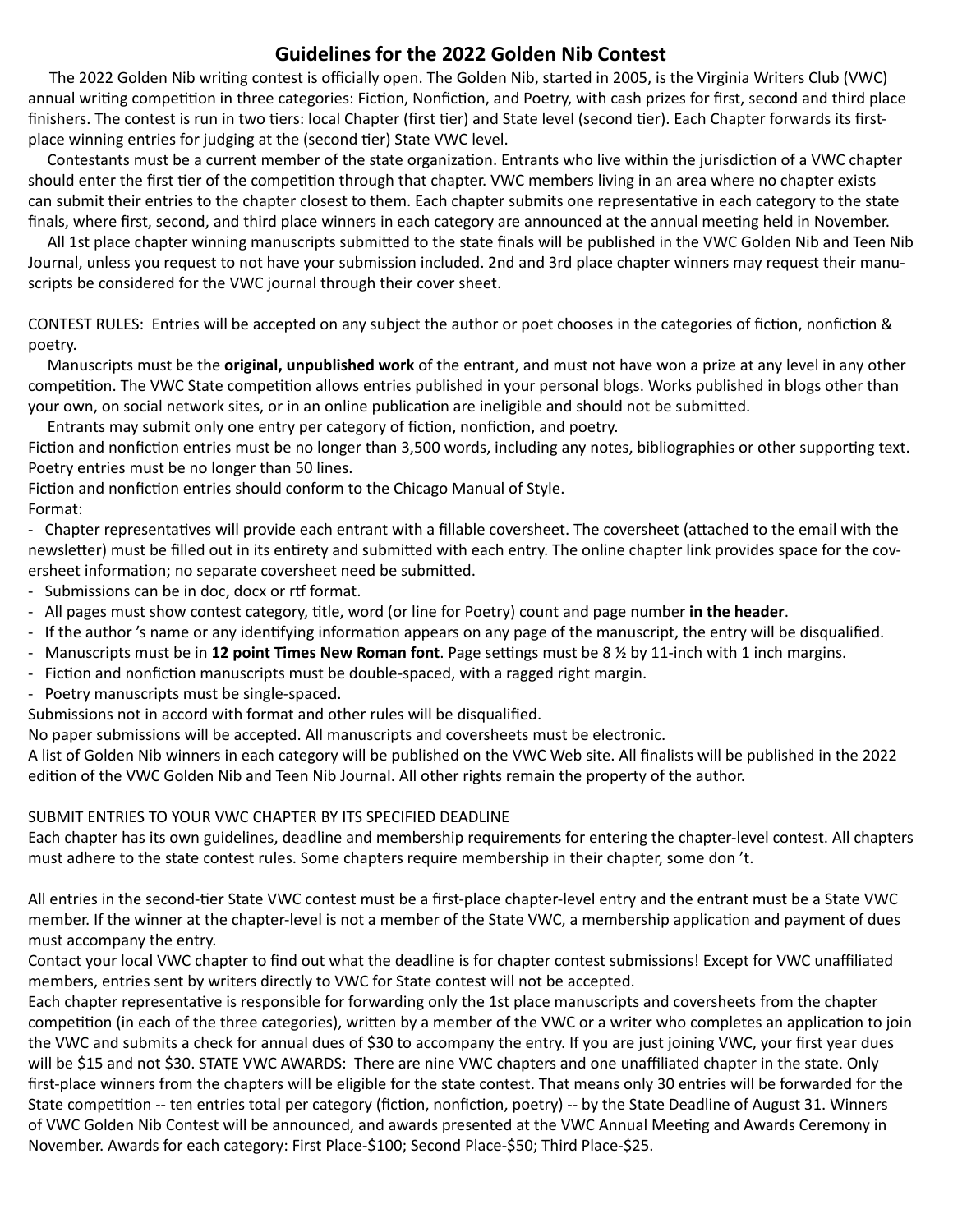# Guidelines for the 2022 Golden Nib Contest

The 2022 Golden Nib writing contest is officially open. The Golden Nib, started in 2005, is the Virginia Writers Club (VWC) annual writing competition in three categories: Fiction, Nonfiction, and Poetry, with cash prizes for first, second and third place finishers. The contest is run in two tiers: local Chapter (first tier) and State level (second tier). Each Chapter forwards its first-place winning entries for judging at the (second tier) State VWC level.

Contestants must be a current member of the state organization. Entrants who live within the jurisdiction of a VWC chapter should enter the first tier of the competition through that chapter. VWC members living in an area where no chapter exists can submit their entries to the chapter closest to them. Each chapter submits one representative in each category to the state finals, where first, second, and third place winners in each category are announced at the annual meeting held in November.

All 1st place chapter winning manuscripts submitted to the state finals will be published in the VWC Golden Nib and Teen Nib Journal, unless you request to not have your submission included. 2nd and 3rd place chapter winners may request their manuscripts be considered for the VWC journal through their cover sheet.

CONTEST RULES: Entries will be accepted on any subject the author or poet chooses in the categories of fiction, nonfiction & poetry.

Manuscripts must be the **original, unpublished work** of the entrant, and must not have won a prize at any level in any other competition. The VWC State competition allows entries published in your personal blogs. Works published in blogs other than your own, on social network sites, or in an online publication are ineligible and should not be submitted.

Entrants may submit only one entry per category of fiction, nonfiction, and poetry.

Fiction and nonfiction entries must be no longer than 3,500 words, including any notes, bibliographies or other supporting text. Poetry entries must be no longer than 50 lines.

Fiction and nonfiction entries should conform to the Chicago Manual of Style.

Format:

- Chapter representatives will provide each entrant with a fillable coversheet. The coversheet (attached to the email with the newsletter) must be filled out in its entirety and submitted with each entry. The online chapter link provides space for the coversheet information; no separate coversheet need be submitted.
- Submissions can be in doc, docx or rtf format.
- All pages must show contest category, title, word (or line for Poetry) count and page number **in the header**.
- If the author 's name or any identifying information appears on any page of the manuscript, the entry will be disqualified.
- Manuscripts must be in **12 point Times New Roman font**. Page settings must be 8 ½ by 11-inch with 1 inch margins.
- Fiction and nonfiction manuscripts must be double-spaced, with a ragged right margin.
- Poetry manuscripts must be single-spaced.

Submissions not in accord with format and other rules will be disqualified.

No paper submissions will be accepted. All manuscripts and coversheets must be electronic.

A list of Golden Nib winners in each category will be published on the VWC Web site. All finalists will be published in the 2022 edition of the VWC Golden Nib and Teen Nib Journal. All other rights remain the property of the author.

SUBMIT ENTRIES TO YOUR VWC CHAPTER BY ITS SPECIFIED DEADLINE

Each chapter has its own guidelines, deadline and membership requirements for entering the chapter-level contest. All chapters must adhere to the state contest rules. Some chapters require membership in their chapter, some don 't.

All entries in the second-tier State VWC contest must be a first-place chapter-level entry and the entrant must be a State VWC member. If the winner at the chapter-level is not a member of the State VWC, a membership application and payment of dues must accompany the entry.

Contact your local VWC chapter to find out what the deadline is for chapter contest submissions! Except for VWC unaffiliated members, entries sent by writers directly to VWC for State contest will not be accepted.

Each chapter representative is responsible for forwarding only the 1st place manuscripts and coversheets from the chapter competition (in each of the three categories), written by a member of the VWC or a writer who completes an application to join the VWC and submits a check for annual dues of $30 to accompany the entry. If you are just joining VWC, your first year dues will be $15 and not $30. STATE VWC AWARDS: There are nine VWC chapters and one unaffiliated chapter in the state. Only first-place winners from the chapters will be eligible for the state contest. That means only 30 entries will be forwarded for the State competition -- ten entries total per category (fiction, nonfiction, poetry) -- by the State Deadline of August 31. Winners of VWC Golden Nib Contest will be announced, and awards presented at the VWC Annual Meeting and Awards Ceremony in November. Awards for each category: First Place-$100; Second Place-$50; Third Place-$25.